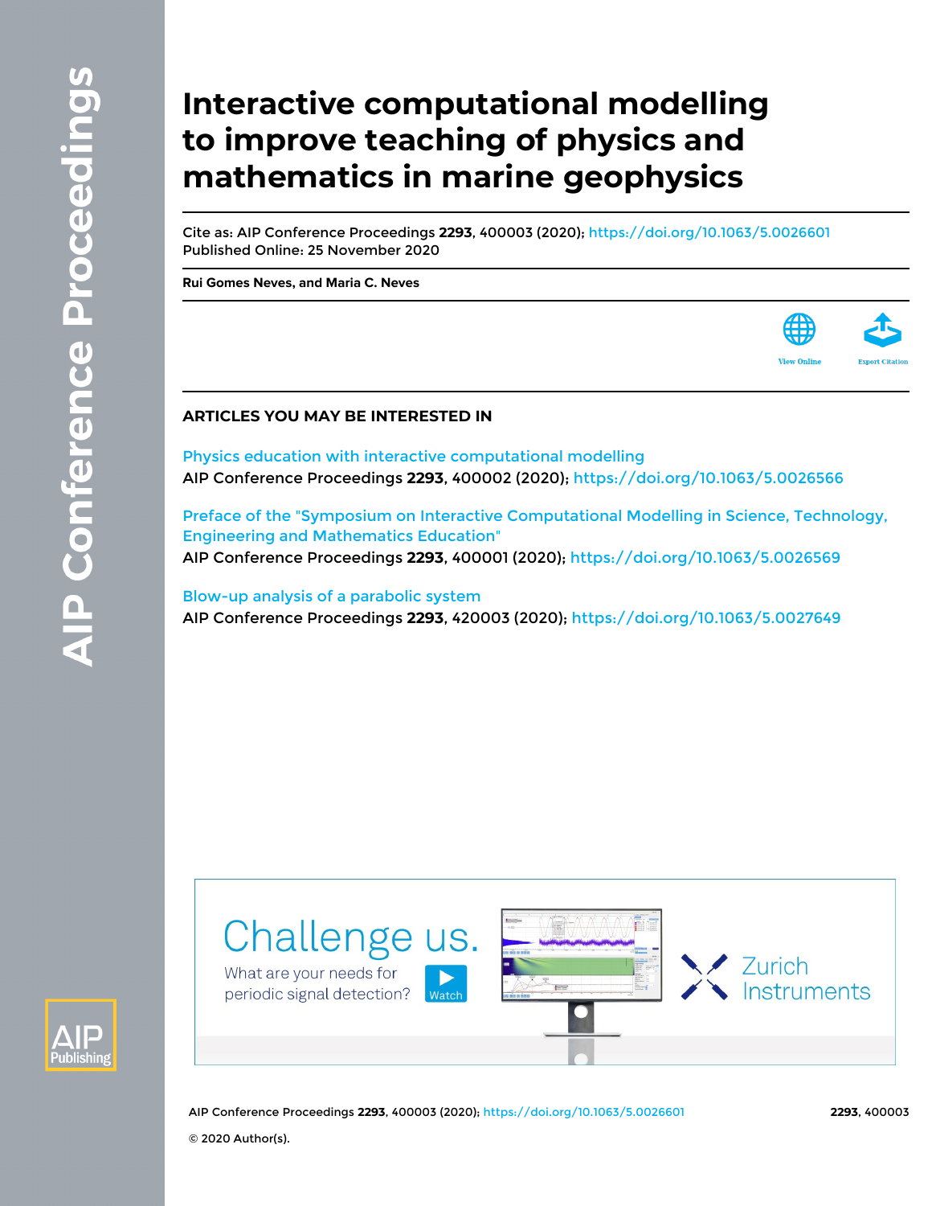# Interactive computational modelling to improve teaching of physics and mathematics in marine geophysics

Cite as: AIP Conference Proceedings **2293**, 400003 (2020); https://doi.org/10.1063/5.0026601
Published Online: 25 November 2020

**Rui Gomes Neves, and Maria C. Neves**

View Online Export Citation

## ARTICLES YOU MAY BE INTERESTED IN

Physics education with interactive computational modelling
AIP Conference Proceedings **2293**, 400002 (2020); https://doi.org/10.1063/5.0026566

Preface of the "Symposium on Interactive Computational Modelling in Science, Technology, Engineering and Mathematics Education"
AIP Conference Proceedings **2293**, 400001 (2020); https://doi.org/10.1063/5.0026569

Blow-up analysis of a parabolic system
AIP Conference Proceedings **2293**, 420003 (2020); https://doi.org/10.1063/5.0027649

© 2020 Author(s).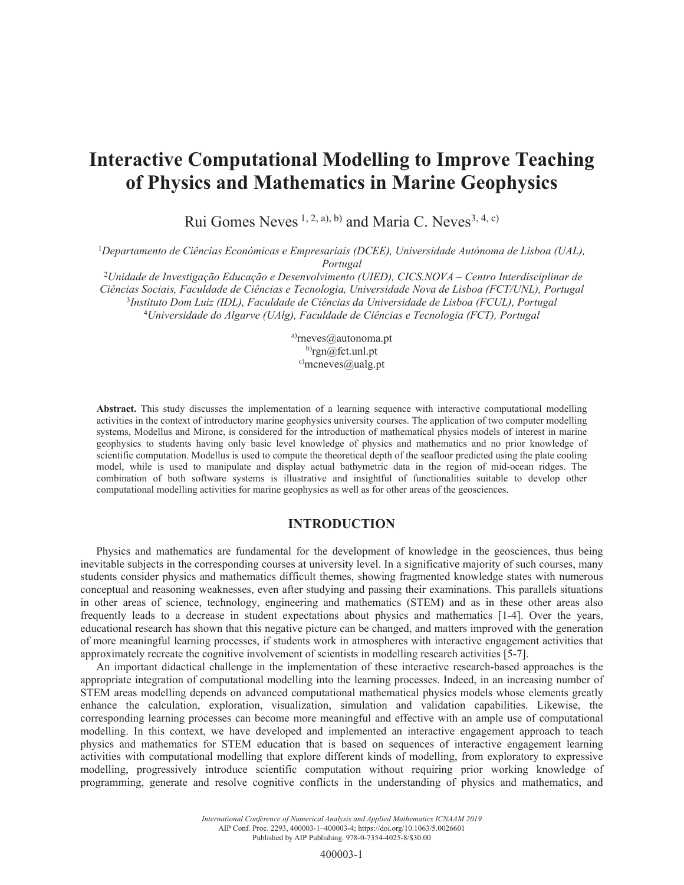# Interactive Computational Modelling to Improve Teaching of Physics and Mathematics in Marine Geophysics

Rui Gomes Neves [1, 2, a), b)] and Maria C. Neves[3, 4, c)]

[1]*Departamento de Ciências Económicas e Empresariais (DCEE), Universidade Autónoma de Lisboa (UAL), Portugal*
[2]*Unidade de Investigação Educação e Desenvolvimento (UIED), CICS.NOVA – Centro Interdisciplinar de Ciências Sociais, Faculdade de Ciências e Tecnologia, Universidade Nova de Lisboa (FCT/UNL), Portugal*
[3]*Instituto Dom Luiz (IDL), Faculdade de Ciências da Universidade de Lisboa (FCUL), Portugal*
[4]*Universidade do Algarve (UAlg), Faculdade de Ciências e Tecnologia (FCT), Portugal*

[a)]rneves@autonoma.pt
[b)]rgn@fct.unl.pt
[c)]mcneves@ualg.pt

**Abstract.** This study discusses the implementation of a learning sequence with interactive computational modelling activities in the context of introductory marine geophysics university courses. The application of two computer modelling systems, Modellus and Mirone, is considered for the introduction of mathematical physics models of interest in marine geophysics to students having only basic level knowledge of physics and mathematics and no prior knowledge of scientific computation. Modellus is used to compute the theoretical depth of the seafloor predicted using the plate cooling model, while is used to manipulate and display actual bathymetric data in the region of mid-ocean ridges. The combination of both software systems is illustrative and insightful of functionalities suitable to develop other computational modelling activities for marine geophysics as well as for other areas of the geosciences.

## INTRODUCTION

Physics and mathematics are fundamental for the development of knowledge in the geosciences, thus being inevitable subjects in the corresponding courses at university level. In a significative majority of such courses, many students consider physics and mathematics difficult themes, showing fragmented knowledge states with numerous conceptual and reasoning weaknesses, even after studying and passing their examinations. This parallels situations in other areas of science, technology, engineering and mathematics (STEM) and as in these other areas also frequently leads to a decrease in student expectations about physics and mathematics [1-4]. Over the years, educational research has shown that this negative picture can be changed, and matters improved with the generation of more meaningful learning processes, if students work in atmospheres with interactive engagement activities that approximately recreate the cognitive involvement of scientists in modelling research activities [5-7].

An important didactical challenge in the implementation of these interactive research-based approaches is the appropriate integration of computational modelling into the learning processes. Indeed, in an increasing number of STEM areas modelling depends on advanced computational mathematical physics models whose elements greatly enhance the calculation, exploration, visualization, simulation and validation capabilities. Likewise, the corresponding learning processes can become more meaningful and effective with an ample use of computational modelling. In this context, we have developed and implemented an interactive engagement approach to teach physics and mathematics for STEM education that is based on sequences of interactive engagement learning activities with computational modelling that explore different kinds of modelling, from exploratory to expressive modelling, progressively introduce scientific computation without requiring prior working knowledge of programming, generate and resolve cognitive conflicts in the understanding of physics and mathematics, and

*International Conference of Numerical Analysis and Applied Mathematics ICNAAM 2019*
AIP Conf. Proc. 2293, 400003-1–400003-4; https://doi.org/10.1063/5.0026601
Published by AIP Publishing. 978-0-7354-4025-8/$30.00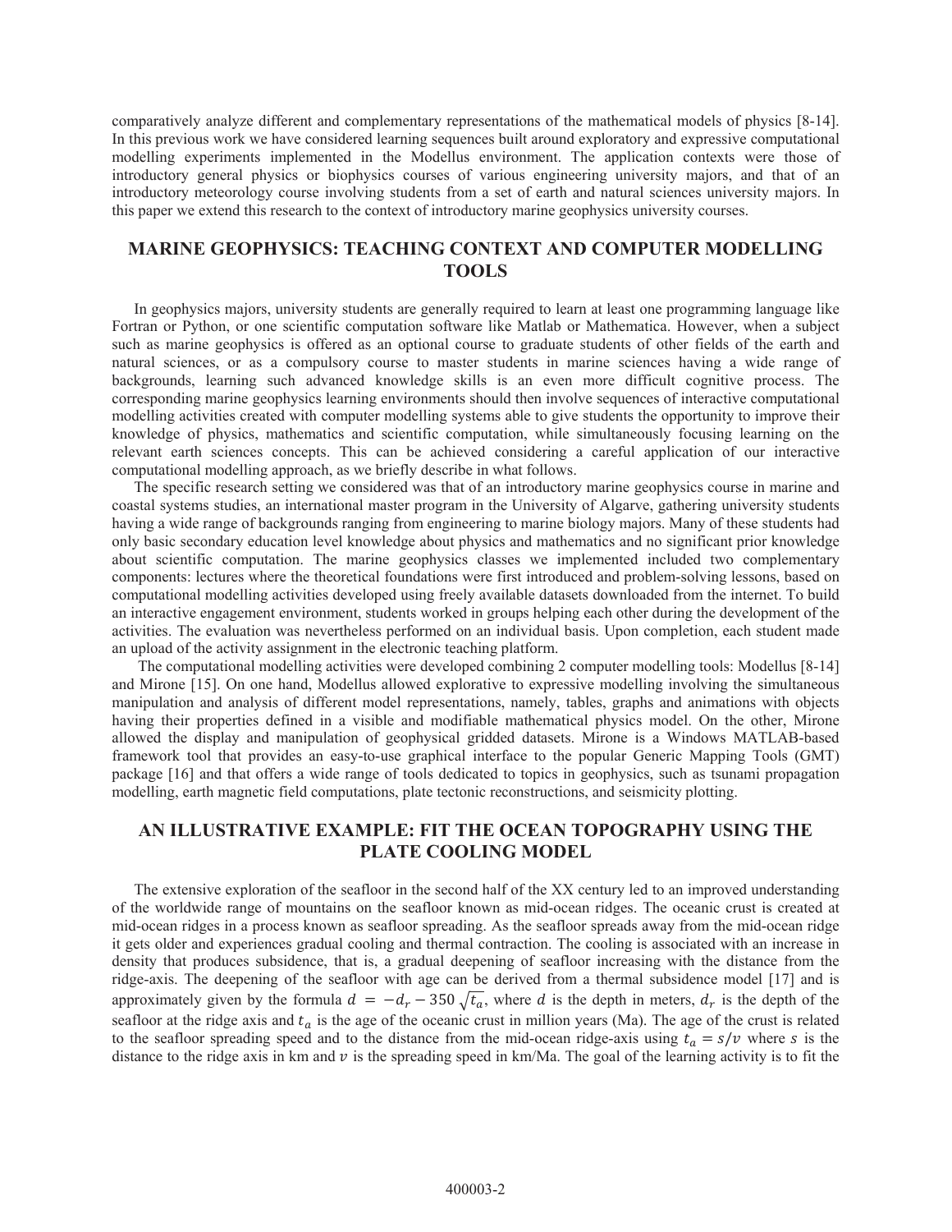comparatively analyze different and complementary representations of the mathematical models of physics [8-14]. In this previous work we have considered learning sequences built around exploratory and expressive computational modelling experiments implemented in the Modellus environment. The application contexts were those of introductory general physics or biophysics courses of various engineering university majors, and that of an introductory meteorology course involving students from a set of earth and natural sciences university majors. In this paper we extend this research to the context of introductory marine geophysics university courses.

## MARINE GEOPHYSICS: TEACHING CONTEXT AND COMPUTER MODELLING TOOLS

In geophysics majors, university students are generally required to learn at least one programming language like Fortran or Python, or one scientific computation software like Matlab or Mathematica. However, when a subject such as marine geophysics is offered as an optional course to graduate students of other fields of the earth and natural sciences, or as a compulsory course to master students in marine sciences having a wide range of backgrounds, learning such advanced knowledge skills is an even more difficult cognitive process. The corresponding marine geophysics learning environments should then involve sequences of interactive computational modelling activities created with computer modelling systems able to give students the opportunity to improve their knowledge of physics, mathematics and scientific computation, while simultaneously focusing learning on the relevant earth sciences concepts. This can be achieved considering a careful application of our interactive computational modelling approach, as we briefly describe in what follows.

The specific research setting we considered was that of an introductory marine geophysics course in marine and coastal systems studies, an international master program in the University of Algarve, gathering university students having a wide range of backgrounds ranging from engineering to marine biology majors. Many of these students had only basic secondary education level knowledge about physics and mathematics and no significant prior knowledge about scientific computation. The marine geophysics classes we implemented included two complementary components: lectures where the theoretical foundations were first introduced and problem-solving lessons, based on computational modelling activities developed using freely available datasets downloaded from the internet. To build an interactive engagement environment, students worked in groups helping each other during the development of the activities. The evaluation was nevertheless performed on an individual basis. Upon completion, each student made an upload of the activity assignment in the electronic teaching platform.

The computational modelling activities were developed combining 2 computer modelling tools: Modellus [8-14] and Mirone [15]. On one hand, Modellus allowed explorative to expressive modelling involving the simultaneous manipulation and analysis of different model representations, namely, tables, graphs and animations with objects having their properties defined in a visible and modifiable mathematical physics model. On the other, Mirone allowed the display and manipulation of geophysical gridded datasets. Mirone is a Windows MATLAB-based framework tool that provides an easy-to-use graphical interface to the popular Generic Mapping Tools (GMT) package [16] and that offers a wide range of tools dedicated to topics in geophysics, such as tsunami propagation modelling, earth magnetic field computations, plate tectonic reconstructions, and seismicity plotting.

## AN ILLUSTRATIVE EXAMPLE: FIT THE OCEAN TOPOGRAPHY USING THE PLATE COOLING MODEL

The extensive exploration of the seafloor in the second half of the XX century led to an improved understanding of the worldwide range of mountains on the seafloor known as mid-ocean ridges. The oceanic crust is created at mid-ocean ridges in a process known as seafloor spreading. As the seafloor spreads away from the mid-ocean ridge it gets older and experiences gradual cooling and thermal contraction. The cooling is associated with an increase in density that produces subsidence, that is, a gradual deepening of seafloor increasing with the distance from the ridge-axis. The deepening of the seafloor with age can be derived from a thermal subsidence model [17] and is approximately given by the formula $d = -d_r - 350\sqrt{t_a}$, where $d$ is the depth in meters, $d_r$ is the depth of the seafloor at the ridge axis and $t_a$ is the age of the oceanic crust in million years (Ma). The age of the crust is related to the seafloor spreading speed and to the distance from the mid-ocean ridge-axis using $t_a = s/v$ where $s$ is the distance to the ridge axis in km and $v$ is the spreading speed in km/Ma. The goal of the learning activity is to fit the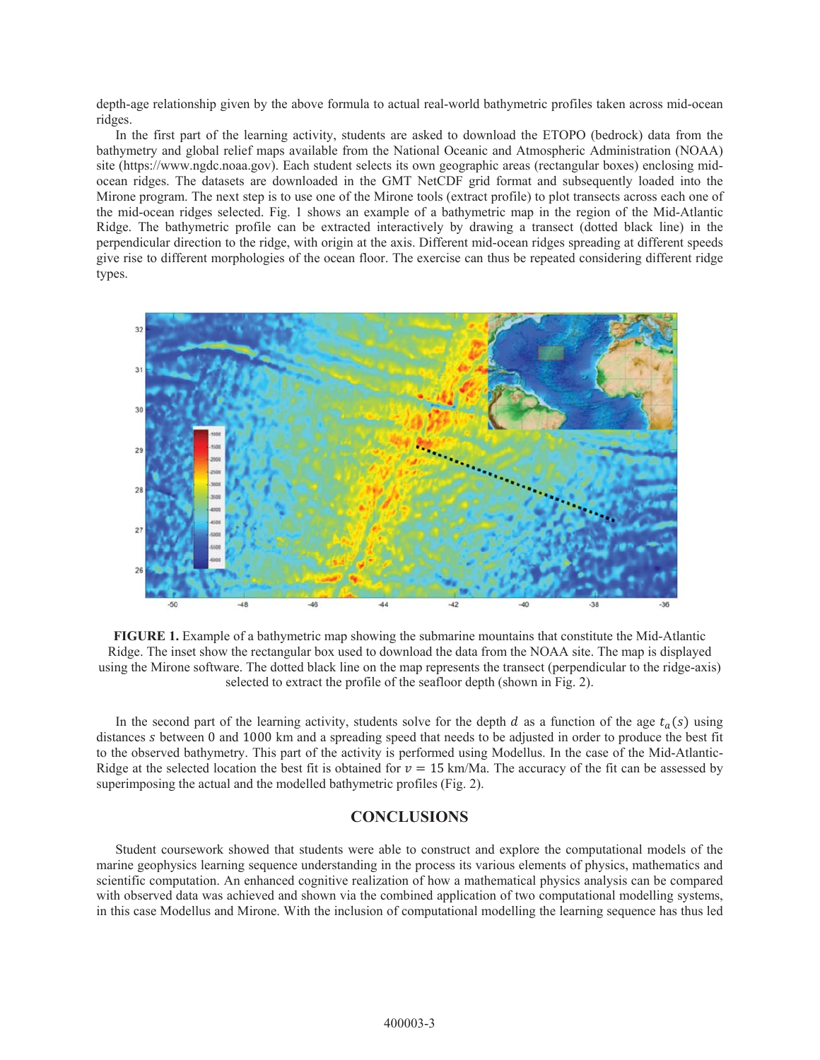depth-age relationship given by the above formula to actual real-world bathymetric profiles taken across mid-ocean ridges.

In the first part of the learning activity, students are asked to download the ETOPO (bedrock) data from the bathymetry and global relief maps available from the National Oceanic and Atmospheric Administration (NOAA) site (https://www.ngdc.noaa.gov). Each student selects its own geographic areas (rectangular boxes) enclosing mid-ocean ridges. The datasets are downloaded in the GMT NetCDF grid format and subsequently loaded into the Mirone program. The next step is to use one of the Mirone tools (extract profile) to plot transects across each one of the mid-ocean ridges selected. Fig. 1 shows an example of a bathymetric map in the region of the Mid-Atlantic Ridge. The bathymetric profile can be extracted interactively by drawing a transect (dotted black line) in the perpendicular direction to the ridge, with origin at the axis. Different mid-ocean ridges spreading at different speeds give rise to different morphologies of the ocean floor. The exercise can thus be repeated considering different ridge types.

**FIGURE 1.** Example of a bathymetric map showing the submarine mountains that constitute the Mid-Atlantic Ridge. The inset show the rectangular box used to download the data from the NOAA site. The map is displayed using the Mirone software. The dotted black line on the map represents the transect (perpendicular to the ridge-axis) selected to extract the profile of the seafloor depth (shown in Fig. 2).

In the second part of the learning activity, students solve for the depth $d$ as a function of the age $t_a(s)$ using distances $s$ between 0 and 1000 km and a spreading speed that needs to be adjusted in order to produce the best fit to the observed bathymetry. This part of the activity is performed using Modellus. In the case of the Mid-Atlantic-Ridge at the selected location the best fit is obtained for $v = 15$ km/Ma. The accuracy of the fit can be assessed by superimposing the actual and the modelled bathymetric profiles (Fig. 2).

## CONCLUSIONS

Student coursework showed that students were able to construct and explore the computational models of the marine geophysics learning sequence understanding in the process its various elements of physics, mathematics and scientific computation. An enhanced cognitive realization of how a mathematical physics analysis can be compared with observed data was achieved and shown via the combined application of two computational modelling systems, in this case Modellus and Mirone. With the inclusion of computational modelling the learning sequence has thus led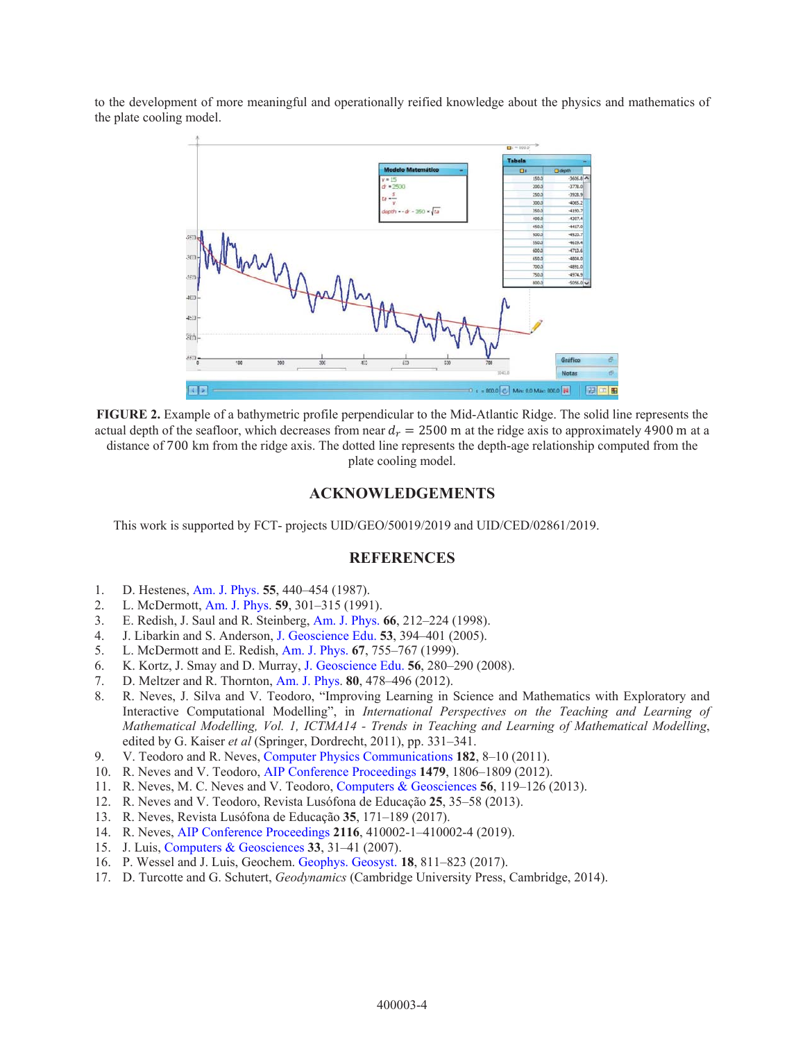to the development of more meaningful and operationally reified knowledge about the physics and mathematics of the plate cooling model.

**FIGURE 2.** Example of a bathymetric profile perpendicular to the Mid-Atlantic Ridge. The solid line represents the actual depth of the seafloor, which decreases from near $d_r = 2500$ m at the ridge axis to approximately 4900 m at a distance of 700 km from the ridge axis. The dotted line represents the depth-age relationship computed from the plate cooling model.

## ACKNOWLEDGEMENTS

This work is supported by FCT- projects UID/GEO/50019/2019 and UID/CED/02861/2019.

## REFERENCES

1. D. Hestenes, Am. J. Phys. **55**, 440–454 (1987).
2. L. McDermott, Am. J. Phys. **59**, 301–315 (1991).
3. E. Redish, J. Saul and R. Steinberg, Am. J. Phys. **66**, 212–224 (1998).
4. J. Libarkin and S. Anderson, J. Geoscience Edu. **53**, 394–401 (2005).
5. L. McDermott and E. Redish, Am. J. Phys. **67**, 755–767 (1999).
6. K. Kortz, J. Smay and D. Murray, J. Geoscience Edu. **56**, 280–290 (2008).
7. D. Meltzer and R. Thornton, Am. J. Phys. **80**, 478–496 (2012).
8. R. Neves, J. Silva and V. Teodoro, "Improving Learning in Science and Mathematics with Exploratory and Interactive Computational Modelling", in *International Perspectives on the Teaching and Learning of Mathematical Modelling, Vol. 1, ICTMA14 - Trends in Teaching and Learning of Mathematical Modelling*, edited by G. Kaiser *et al* (Springer, Dordrecht, 2011), pp. 331–341.
9. V. Teodoro and R. Neves, Computer Physics Communications **182**, 8–10 (2011).
10. R. Neves and V. Teodoro, AIP Conference Proceedings **1479**, 1806–1809 (2012).
11. R. Neves, M. C. Neves and V. Teodoro, Computers & Geosciences **56**, 119–126 (2013).
12. R. Neves and V. Teodoro, Revista Lusófona de Educação **25**, 35–58 (2013).
13. R. Neves, Revista Lusófona de Educação **35**, 171–189 (2017).
14. R. Neves, AIP Conference Proceedings **2116**, 410002-1–410002-4 (2019).
15. J. Luis, Computers & Geosciences **33**, 31–41 (2007).
16. P. Wessel and J. Luis, Geochem. Geophys. Geosyst. **18**, 811–823 (2017).
17. D. Turcotte and G. Schutert, *Geodynamics* (Cambridge University Press, Cambridge, 2014).